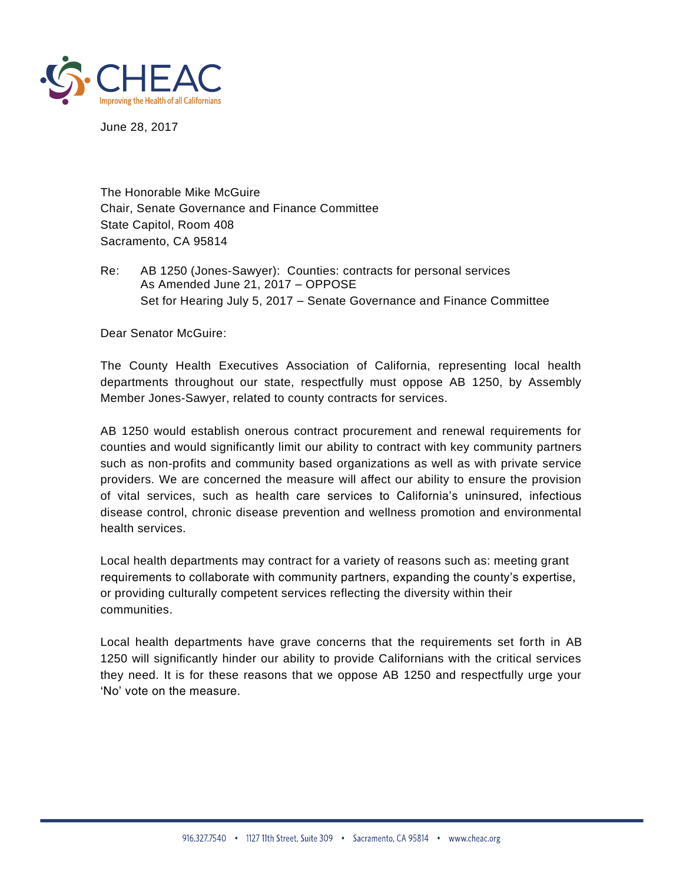CHEAC
Improving the Health of all Californians

June 28, 2017

The Honorable Mike McGuire
Chair, Senate Governance and Finance Committee
State Capitol, Room 408
Sacramento, CA 95814

Re: AB 1250 (Jones-Sawyer): Counties: contracts for personal services
As Amended June 21, 2017 – OPPOSE
Set for Hearing July 5, 2017 – Senate Governance and Finance Committee

Dear Senator McGuire:

The County Health Executives Association of California, representing local health departments throughout our state, respectfully must oppose AB 1250, by Assembly Member Jones-Sawyer, related to county contracts for services.

AB 1250 would establish onerous contract procurement and renewal requirements for counties and would significantly limit our ability to contract with key community partners such as non-profits and community based organizations as well as with private service providers. We are concerned the measure will affect our ability to ensure the provision of vital services, such as health care services to California's uninsured, infectious disease control, chronic disease prevention and wellness promotion and environmental health services.

Local health departments may contract for a variety of reasons such as: meeting grant requirements to collaborate with community partners, expanding the county's expertise, or providing culturally competent services reflecting the diversity within their communities.

Local health departments have grave concerns that the requirements set forth in AB 1250 will significantly hinder our ability to provide Californians with the critical services they need. It is for these reasons that we oppose AB 1250 and respectfully urge your 'No' vote on the measure.

916.327.7540 • 1127 11th Street, Suite 309 • Sacramento, CA 95814 • www.cheac.org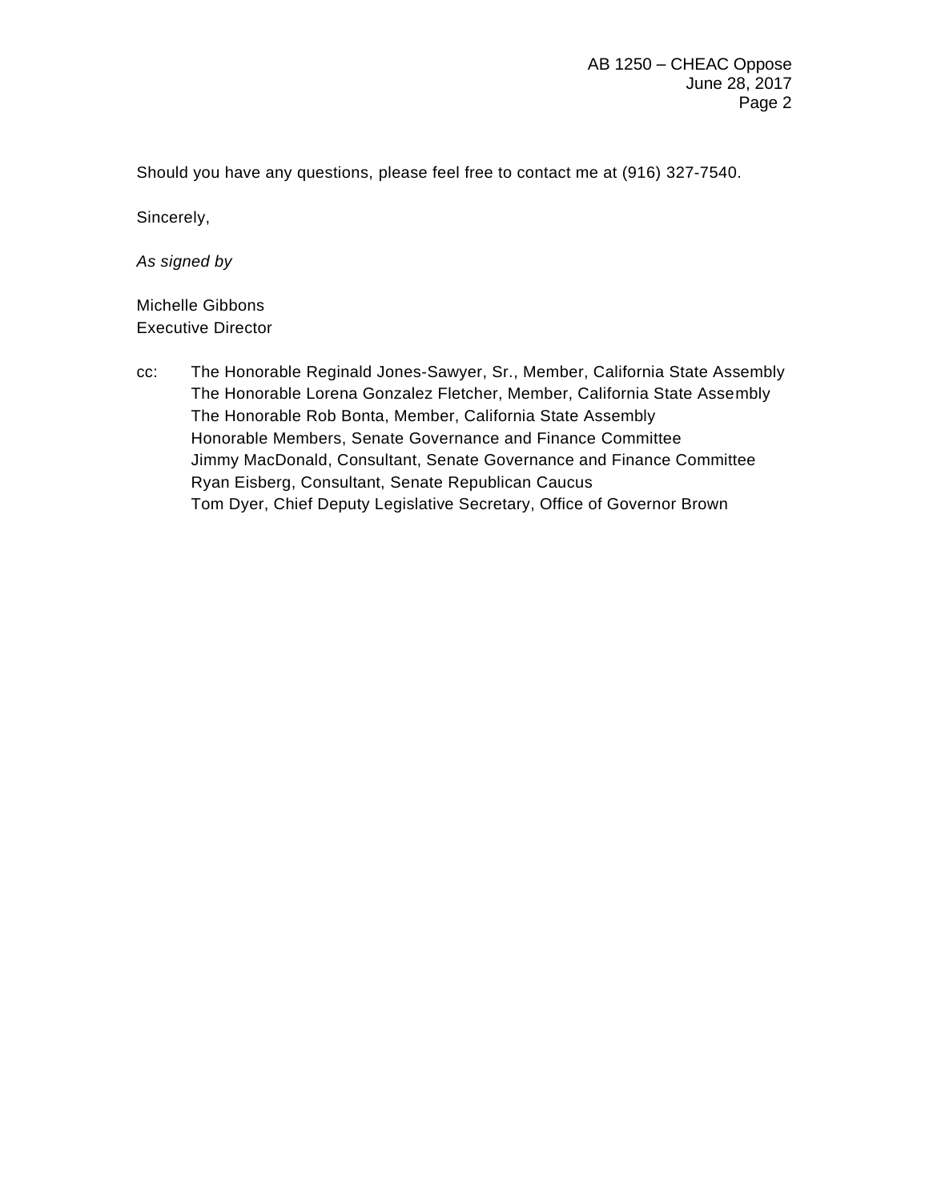Should you have any questions, please feel free to contact me at (916) 327-7540.

Sincerely,

*As signed by*

Michelle Gibbons
Executive Director

cc: The Honorable Reginald Jones-Sawyer, Sr., Member, California State Assembly
The Honorable Lorena Gonzalez Fletcher, Member, California State Assembly
The Honorable Rob Bonta, Member, California State Assembly
Honorable Members, Senate Governance and Finance Committee
Jimmy MacDonald, Consultant, Senate Governance and Finance Committee
Ryan Eisberg, Consultant, Senate Republican Caucus
Tom Dyer, Chief Deputy Legislative Secretary, Office of Governor Brown